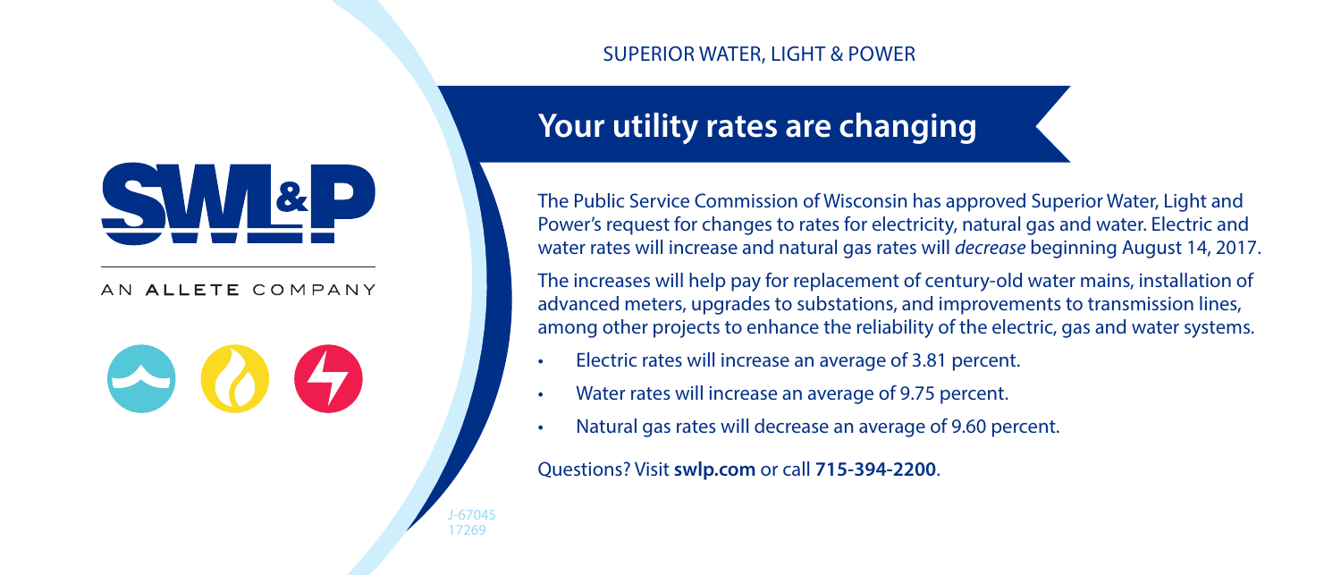SUPERIOR WATER, LIGHT & POWER

SWL&P

AN ALLETE COMPANY

# Your utility rates are changing

The Public Service Commission of Wisconsin has approved Superior Water, Light and Power's request for changes to rates for electricity, natural gas and water. Electric and water rates will increase and natural gas rates will *decrease* beginning August 14, 2017.

The increases will help pay for replacement of century-old water mains, installation of advanced meters, upgrades to substations, and improvements to transmission lines, among other projects to enhance the reliability of the electric, gas and water systems.

- Electric rates will increase an average of 3.81 percent.
- Water rates will increase an average of 9.75 percent.
- Natural gas rates will decrease an average of 9.60 percent.

Questions? Visit **swlp.com** or call **715-394-2200**.

J-67045
17269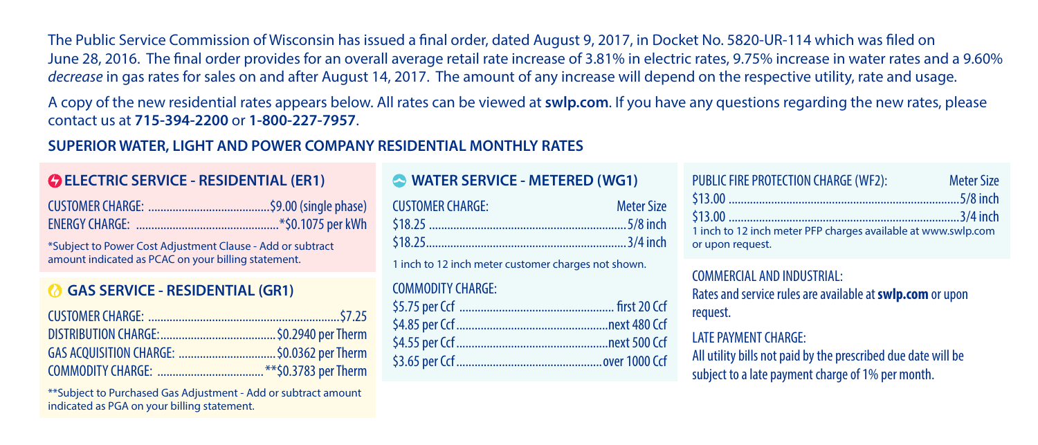The Public Service Commission of Wisconsin has issued a final order, dated August 9, 2017, in Docket No. 5820-UR-114 which was filed on June 28, 2016. The final order provides for an overall average retail rate increase of 3.81% in electric rates, 9.75% increase in water rates and a 9.60% *decrease* in gas rates for sales on and after August 14, 2017. The amount of any increase will depend on the respective utility, rate and usage.

A copy of the new residential rates appears below. All rates can be viewed at **swlp.com**. If you have any questions regarding the new rates, please contact us at **715-394-2200** or **1-800-227-7957**.

## SUPERIOR WATER, LIGHT AND POWER COMPANY RESIDENTIAL MONTHLY RATES

### ELECTRIC SERVICE - RESIDENTIAL (ER1)

CUSTOMER CHARGE: ........................................$9.00 (single phase)
ENERGY CHARGE: ...............................................*$0.1075 per kWh

*Subject to Power Cost Adjustment Clause - Add or subtract amount indicated as PCAC on your billing statement.

### GAS SERVICE - RESIDENTIAL (GR1)

CUSTOMER CHARGE: ..............................................................$7.25
DISTRIBUTION CHARGE:......................................$0.2940 per Therm
GAS ACQUISITION CHARGE: ................................$0.0362 per Therm
COMMODITY CHARGE: ..................................**$0.3783 per Therm

**Subject to Purchased Gas Adjustment - Add or subtract amount indicated as PGA on your billing statement.

### WATER SERVICE - METERED (WG1)

| CUSTOMER CHARGE: | Meter Size |
|---|---|
| $18.25 | 5/8 inch |
| $18.25 | 3/4 inch |

1 inch to 12 inch meter customer charges not shown.

COMMODITY CHARGE:

$5.75 per Ccf .................................................. first 20 Ccf
$4.85 per Ccf ..................................................next 480 Ccf
$4.55 per Ccf ..................................................next 500 Ccf
$3.65 per Ccf ................................................over 1000 Ccf

| PUBLIC FIRE PROTECTION CHARGE (WF2): | Meter Size |
|---|---|
| $13.00 | 5/8 inch |
| $13.00 | 3/4 inch |

1 inch to 12 inch meter PFP charges available at www.swlp.com or upon request.

COMMERCIAL AND INDUSTRIAL:
Rates and service rules are available at **swlp.com** or upon request.

LATE PAYMENT CHARGE:
All utility bills not paid by the prescribed due date will be subject to a late payment charge of 1% per month.